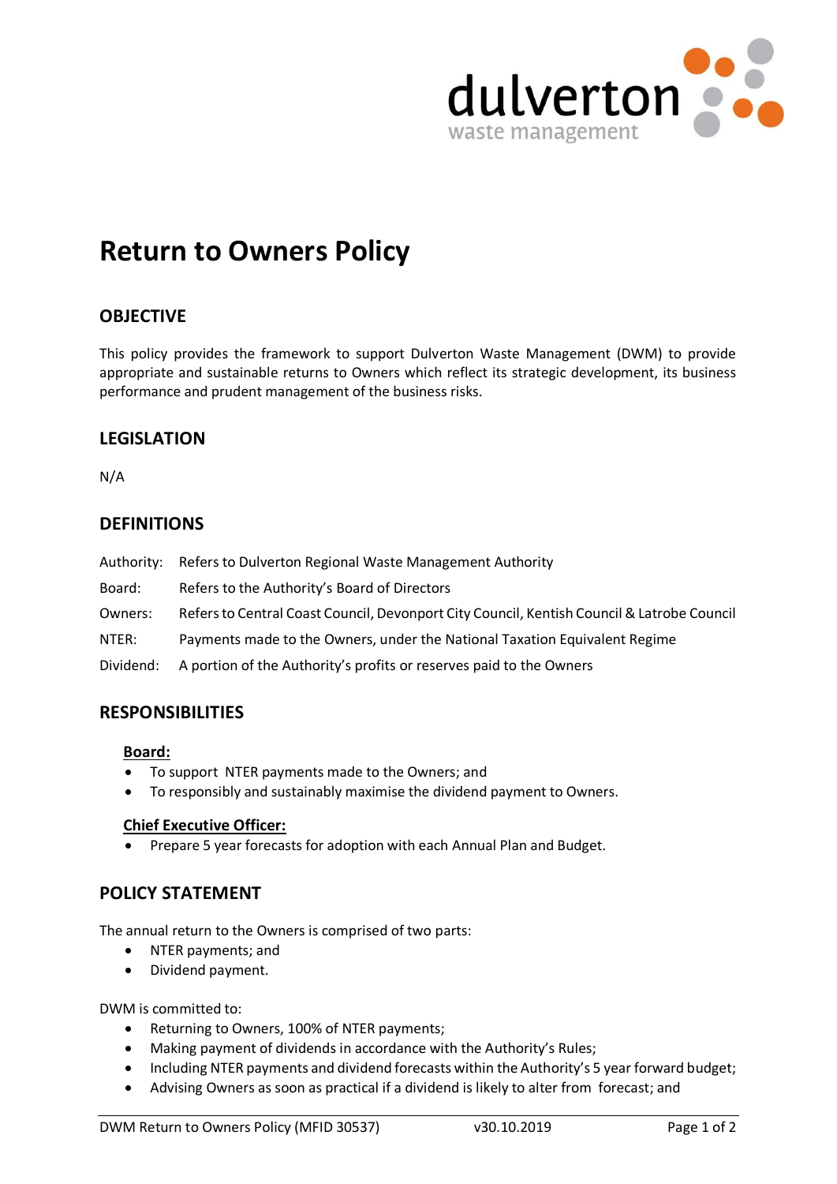dulverton
waste management

# Return to Owners Policy

## OBJECTIVE

This policy provides the framework to support Dulverton Waste Management (DWM) to provide appropriate and sustainable returns to Owners which reflect its strategic development, its business performance and prudent management of the business risks.

## LEGISLATION

N/A

## DEFINITIONS

| | |
|---|---|
| Authority: | Refers to Dulverton Regional Waste Management Authority |
| Board: | Refers to the Authority's Board of Directors |
| Owners: | Refers to Central Coast Council, Devonport City Council, Kentish Council & Latrobe Council |
| NTER: | Payments made to the Owners, under the National Taxation Equivalent Regime |
| Dividend: | A portion of the Authority's profits or reserves paid to the Owners |

## RESPONSIBILITIES

**Board:**

- To support NTER payments made to the Owners; and
- To responsibly and sustainably maximise the dividend payment to Owners.

**Chief Executive Officer:**

- Prepare 5 year forecasts for adoption with each Annual Plan and Budget.

## POLICY STATEMENT

The annual return to the Owners is comprised of two parts:

- NTER payments; and
- Dividend payment.

DWM is committed to:

- Returning to Owners, 100% of NTER payments;
- Making payment of dividends in accordance with the Authority's Rules;
- Including NTER payments and dividend forecasts within the Authority's 5 year forward budget;
- Advising Owners as soon as practical if a dividend is likely to alter from forecast; and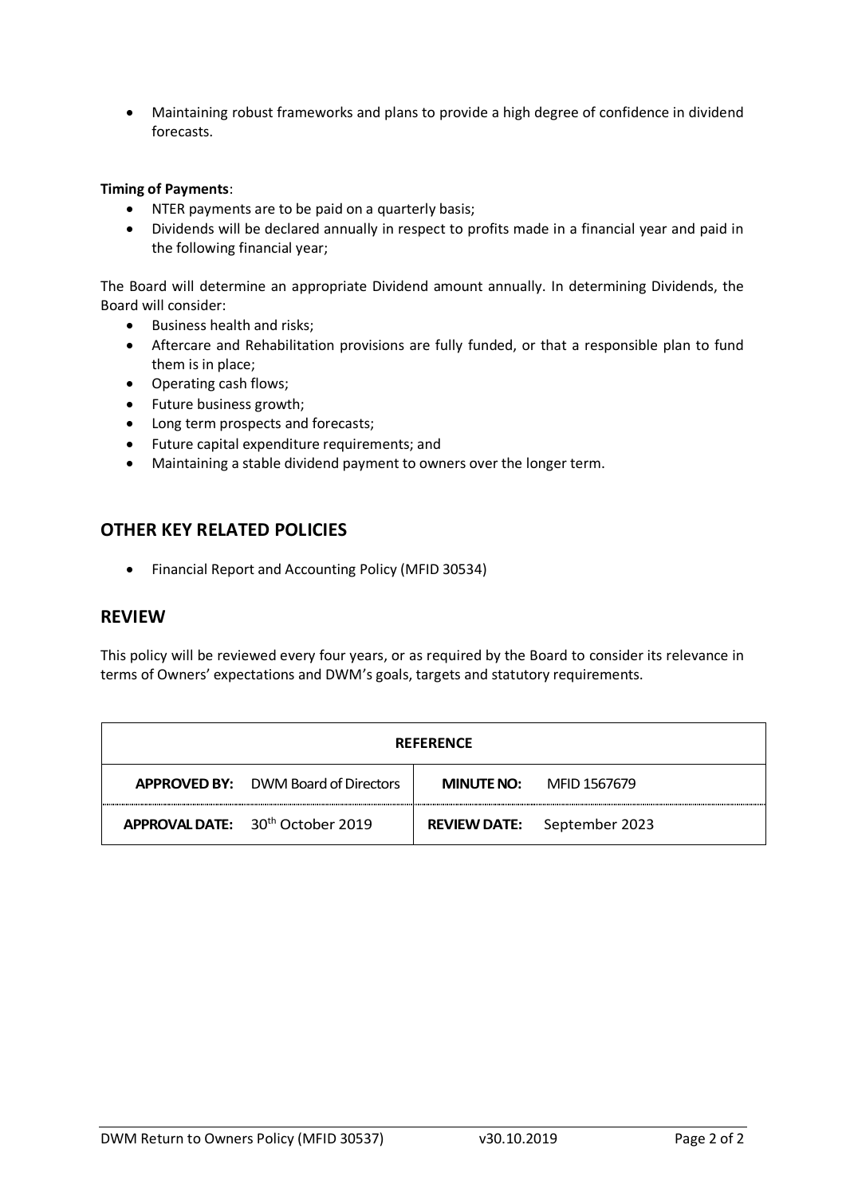- Maintaining robust frameworks and plans to provide a high degree of confidence in dividend forecasts.

**Timing of Payments**:

- NTER payments are to be paid on a quarterly basis;
- Dividends will be declared annually in respect to profits made in a financial year and paid in the following financial year;

The Board will determine an appropriate Dividend amount annually. In determining Dividends, the Board will consider:

- Business health and risks;
- Aftercare and Rehabilitation provisions are fully funded, or that a responsible plan to fund them is in place;
- Operating cash flows;
- Future business growth;
- Long term prospects and forecasts;
- Future capital expenditure requirements; and
- Maintaining a stable dividend payment to owners over the longer term.

## OTHER KEY RELATED POLICIES

- Financial Report and Accounting Policy (MFID 30534)

## REVIEW

This policy will be reviewed every four years, or as required by the Board to consider its relevance in terms of Owners' expectations and DWM's goals, targets and statutory requirements.

| REFERENCE | | | |
|---|---|---|---|
| **APPROVED BY:** | DWM Board of Directors | **MINUTE NO:** | MFID 1567679 |
| **APPROVAL DATE:** | 30th October 2019 | **REVIEW DATE:** | September 2023 |